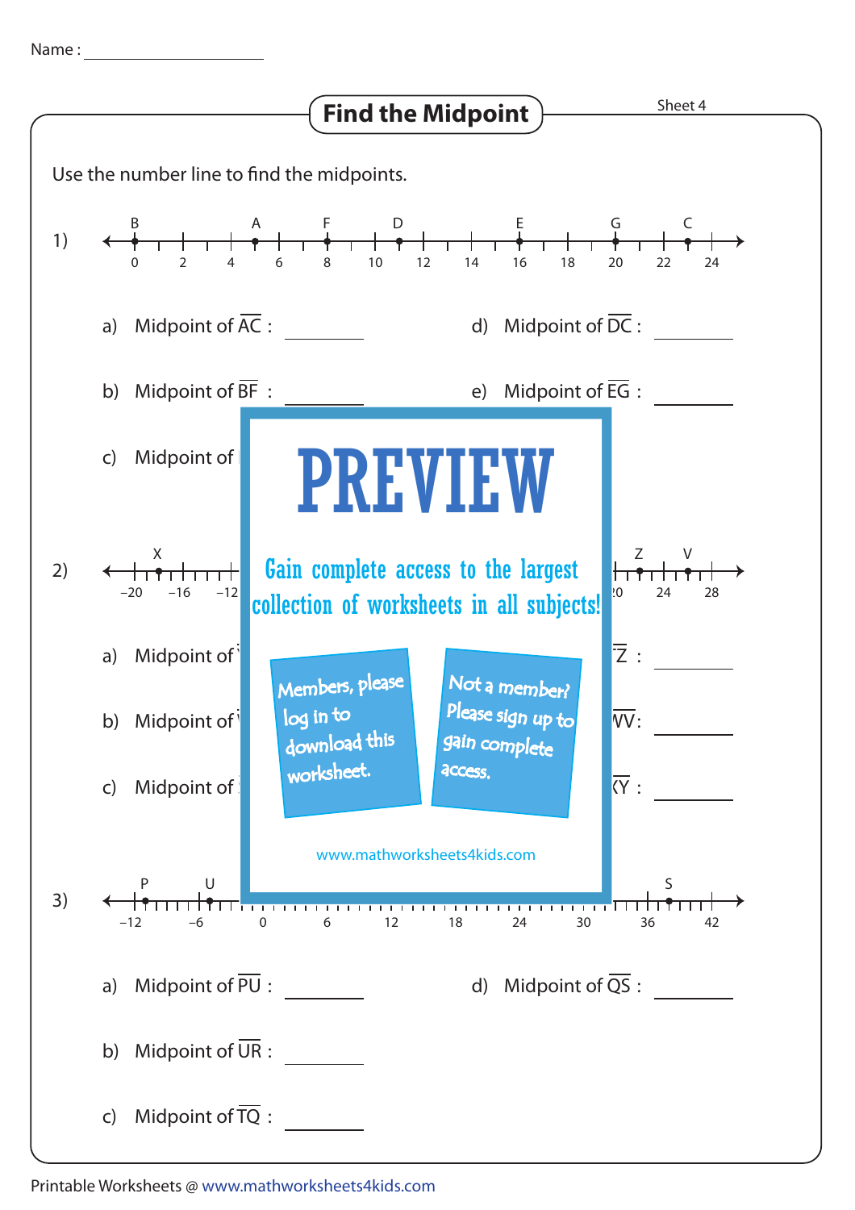Name : ____________________

# Find the Midpoint

Sheet 4

Use the number line to find the midpoints.

1) Number line from 0 to 24 with points: B (0), A (5), F (8), D (11), E (16), G (20), C (23)

a) Midpoint of $\overline{AC}$ : ________

b) Midpoint of $\overline{BF}$ : ________

c) Midpoint of

d) Midpoint of $\overline{DC}$ : ________

e) Midpoint of $\overline{EG}$ : ________

2) Number line from –20 to 28 with points: X, Z, V

a) Midpoint of

b) Midpoint of

c) Midpoint of

$\overline{Z}$ : ________

$\overline{WV}$: ________

$\overline{XY}$ : ________

3) Number line from –12 to 42 with points: P, U, S

a) Midpoint of $\overline{PU}$ : ________

b) Midpoint of $\overline{UR}$ : ________

c) Midpoint of $\overline{TQ}$ : ________

d) Midpoint of $\overline{QS}$ : ________

PREVIEW

Gain complete access to the largest collection of worksheets in all subjects!

Members, please log in to download this worksheet.

Not a member? Please sign up to gain complete access.

www.mathworksheets4kids.com

Printable Worksheets @ www.mathworksheets4kids.com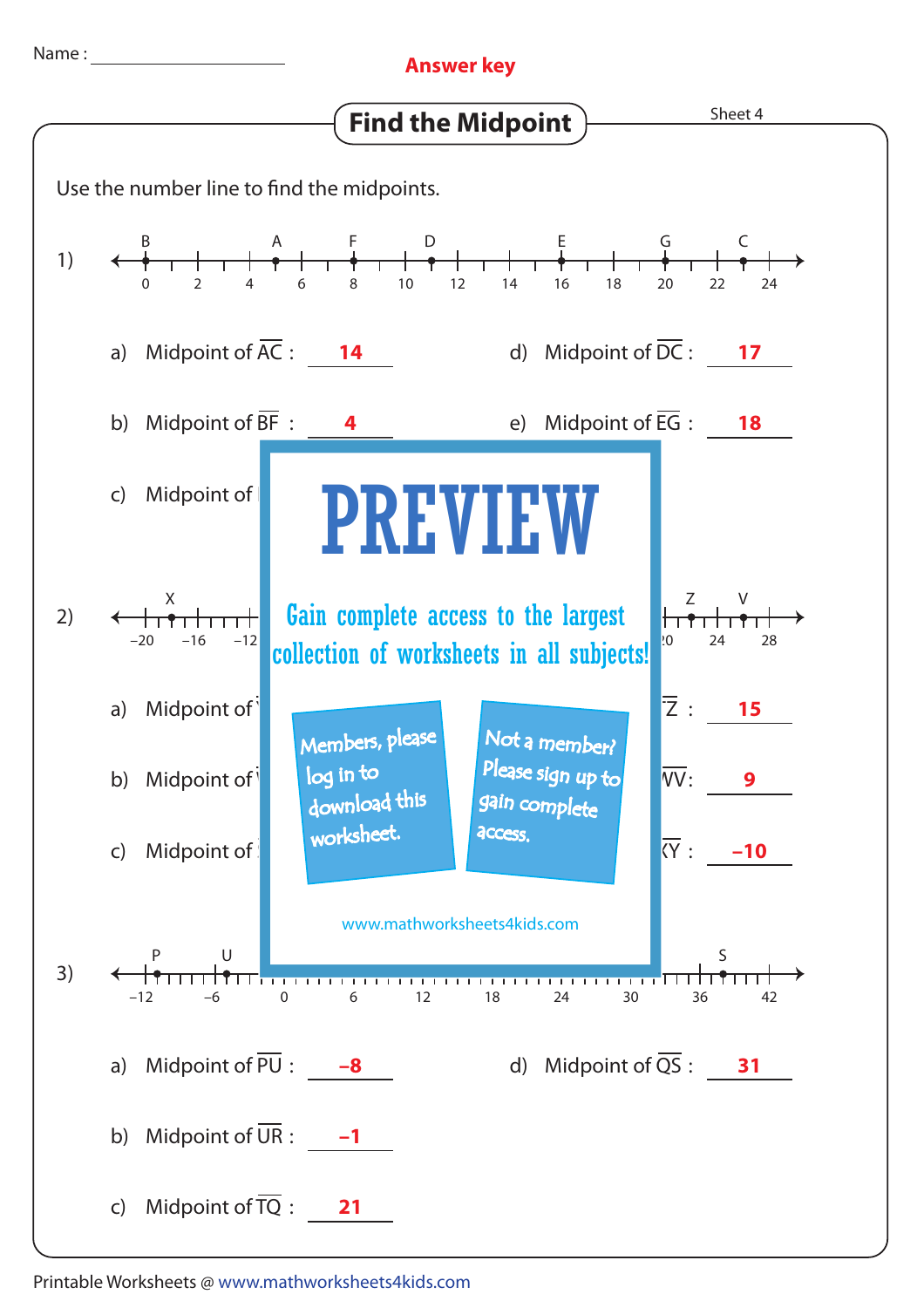Name : ____________________

**Answer key**

# Find the Midpoint

Sheet 4

Use the number line to find the midpoints.

1)

B A F D E G C

0 2 4 6 8 10 12 14 16 18 20 22 24

a) Midpoint of $\overline{AC}$ : **14**

d) Midpoint of $\overline{DC}$ : **17**

b) Midpoint of $\overline{BF}$ : **4**

e) Midpoint of $\overline{EG}$ : **18**

c) Midpoint of

PREVIEW

Gain complete access to the largest collection of worksheets in all subjects!

Members, please log in to download this worksheet.

Not a member? Please sign up to gain complete access.

www.mathworksheets4kids.com

2)

X Z V

–20 –16 –12 20 24 28

a) Midpoint of

$\overline{Z}$ : **15**

b) Midpoint of

$\overline{WV}$: **9**

c) Midpoint of

$\overline{XY}$ : **–10**

3)

P U S

–12 –6 0 6 12 18 24 30 36 42

a) Midpoint of $\overline{PU}$ : **–8**

d) Midpoint of $\overline{QS}$ : **31**

b) Midpoint of $\overline{UR}$ : **–1**

c) Midpoint of $\overline{TQ}$ : **21**

Printable Worksheets @ www.mathworksheets4kids.com